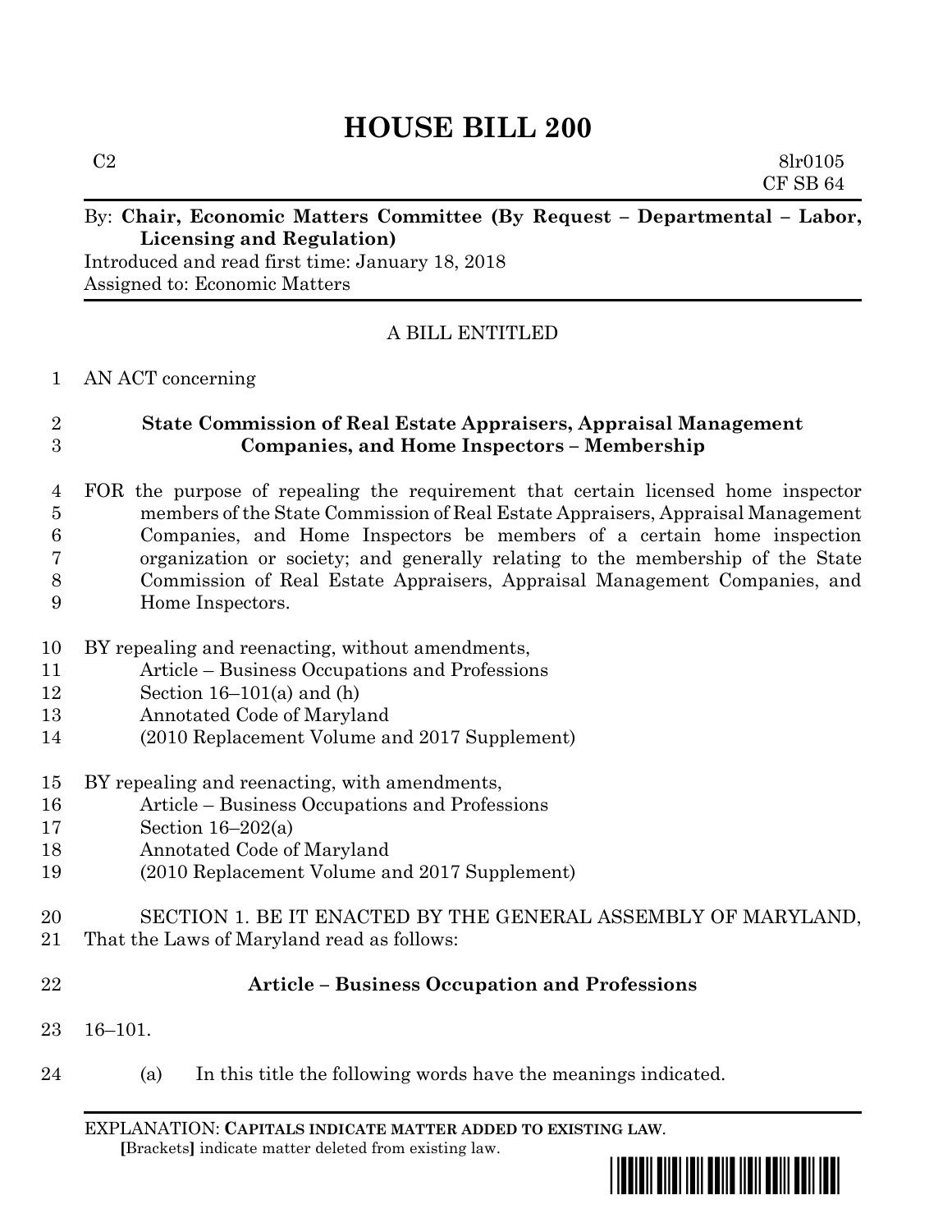# HOUSE BILL 200

C2 8lr0105
CF SB 64

By: **Chair, Economic Matters Committee (By Request – Departmental – Labor, Licensing and Regulation)**
Introduced and read first time: January 18, 2018
Assigned to: Economic Matters

A BILL ENTITLED

AN ACT concerning

**State Commission of Real Estate Appraisers, Appraisal Management Companies, and Home Inspectors – Membership**

FOR the purpose of repealing the requirement that certain licensed home inspector members of the State Commission of Real Estate Appraisers, Appraisal Management Companies, and Home Inspectors be members of a certain home inspection organization or society; and generally relating to the membership of the State Commission of Real Estate Appraisers, Appraisal Management Companies, and Home Inspectors.

BY repealing and reenacting, without amendments,
Article – Business Occupations and Professions
Section 16–101(a) and (h)
Annotated Code of Maryland
(2010 Replacement Volume and 2017 Supplement)

BY repealing and reenacting, with amendments,
Article – Business Occupations and Professions
Section 16–202(a)
Annotated Code of Maryland
(2010 Replacement Volume and 2017 Supplement)

SECTION 1. BE IT ENACTED BY THE GENERAL ASSEMBLY OF MARYLAND, That the Laws of Maryland read as follows:

**Article – Business Occupation and Professions**

16–101.

(a) In this title the following words have the meanings indicated.

EXPLANATION: **CAPITALS INDICATE MATTER ADDED TO EXISTING LAW**.
**[**Brackets**]** indicate matter deleted from existing law.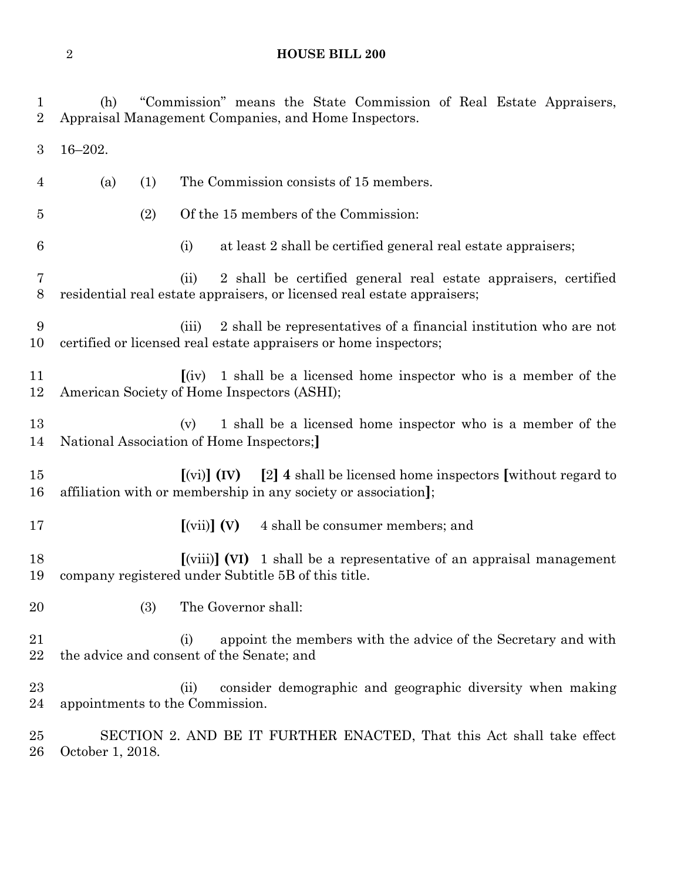(h) "Commission" means the State Commission of Real Estate Appraisers, Appraisal Management Companies, and Home Inspectors.

16–202.

(a) (1) The Commission consists of 15 members.

(2) Of the 15 members of the Commission:

(i) at least 2 shall be certified general real estate appraisers;

(ii) 2 shall be certified general real estate appraisers, certified residential real estate appraisers, or licensed real estate appraisers;

(iii) 2 shall be representatives of a financial institution who are not certified or licensed real estate appraisers or home inspectors;

[(iv) 1 shall be a licensed home inspector who is a member of the American Society of Home Inspectors (ASHI);

(v) 1 shall be a licensed home inspector who is a member of the National Association of Home Inspectors;]

[(vi)] **(IV)** [2] **4** shall be licensed home inspectors [without regard to affiliation with or membership in any society or association];

[(vii)] **(V)** 4 shall be consumer members; and

[(viii)] **(VI)** 1 shall be a representative of an appraisal management company registered under Subtitle 5B of this title.

(3) The Governor shall:

(i) appoint the members with the advice of the Secretary and with the advice and consent of the Senate; and

(ii) consider demographic and geographic diversity when making appointments to the Commission.

SECTION 2. AND BE IT FURTHER ENACTED, That this Act shall take effect October 1, 2018.